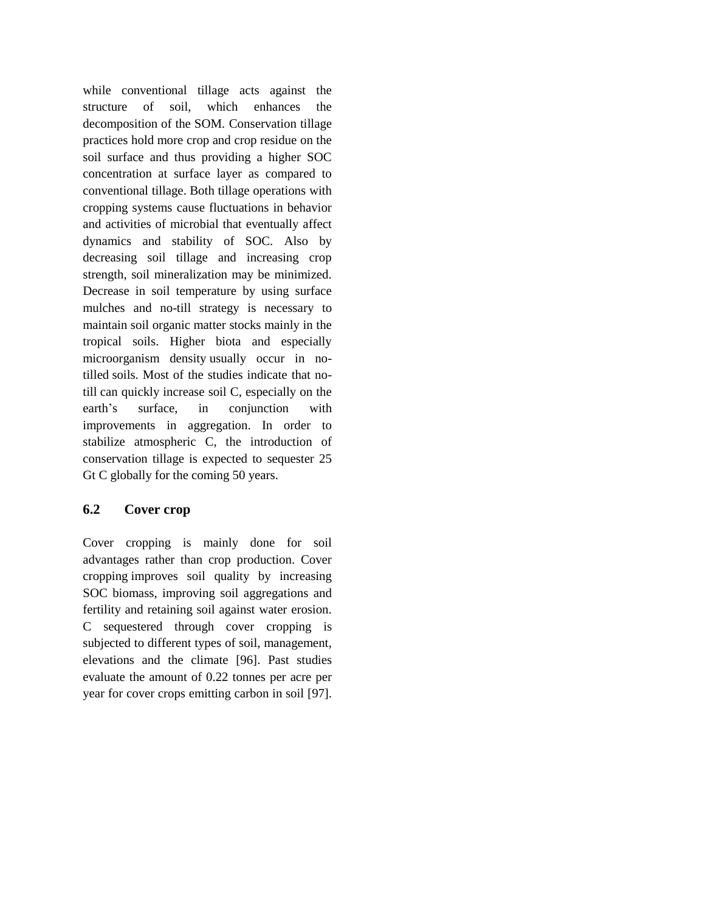while conventional tillage acts against the structure of soil, which enhances the decomposition of the SOM. Conservation tillage practices hold more crop and crop residue on the soil surface and thus providing a higher SOC concentration at surface layer as compared to conventional tillage. Both tillage operations with cropping systems cause fluctuations in behavior and activities of microbial that eventually affect dynamics and stability of SOC. Also by decreasing soil tillage and increasing crop strength, soil mineralization may be minimized. Decrease in soil temperature by using surface mulches and no-till strategy is necessary to maintain soil organic matter stocks mainly in the tropical soils. Higher biota and especially microorganism density usually occur in no-tilled soils. Most of the studies indicate that no-till can quickly increase soil C, especially on the earth's surface, in conjunction with improvements in aggregation. In order to stabilize atmospheric C, the introduction of conservation tillage is expected to sequester 25 Gt C globally for the coming 50 years.

## 6.2 Cover crop

Cover cropping is mainly done for soil advantages rather than crop production. Cover cropping improves soil quality by increasing SOC biomass, improving soil aggregations and fertility and retaining soil against water erosion. C sequestered through cover cropping is subjected to different types of soil, management, elevations and the climate [96]. Past studies evaluate the amount of 0.22 tonnes per acre per year for cover crops emitting carbon in soil [97].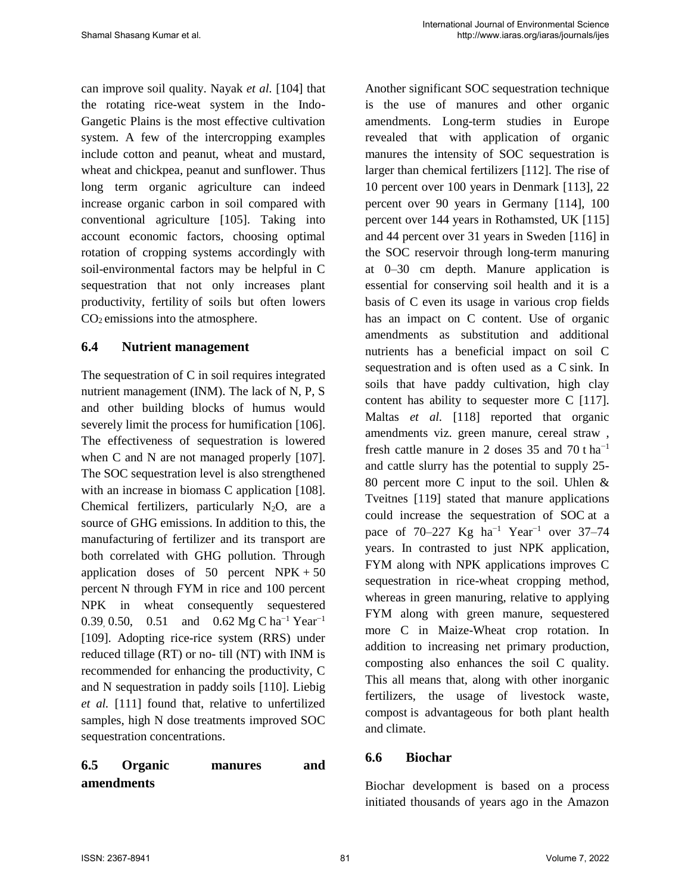can improve soil quality. Nayak *et al.* [104] that the rotating rice-weat system in the Indo-Gangetic Plains is the most effective cultivation system. A few of the intercropping examples include cotton and peanut, wheat and mustard, wheat and chickpea, peanut and sunflower. Thus long term organic agriculture can indeed increase organic carbon in soil compared with conventional agriculture [105]. Taking into account economic factors, choosing optimal rotation of cropping systems accordingly with soil-environmental factors may be helpful in C sequestration that not only increases plant productivity, fertility of soils but often lowers $CO_2$ emissions into the atmosphere.

### 6.4 Nutrient management

The sequestration of C in soil requires integrated nutrient management (INM). The lack of N, P, S and other building blocks of humus would severely limit the process for humification [106]. The effectiveness of sequestration is lowered when C and N are not managed properly [107]. The SOC sequestration level is also strengthened with an increase in biomass C application [108]. Chemical fertilizers, particularly $N_2O$, are a source of GHG emissions. In addition to this, the manufacturing of fertilizer and its transport are both correlated with GHG pollution. Through application doses of 50 percent NPK + 50 percent N through FYM in rice and 100 percent NPK in wheat consequently sequestered 0.39, 0.50, 0.51 and 0.62 Mg C $ha^{-1}$ $Year^{-1}$ [109]. Adopting rice-rice system (RRS) under reduced tillage (RT) or no- till (NT) with INM is recommended for enhancing the productivity, C and N sequestration in paddy soils [110]. Liebig *et al.* [111] found that, relative to unfertilized samples, high N dose treatments improved SOC sequestration concentrations.

### 6.5 Organic manures and amendments

Another significant SOC sequestration technique is the use of manures and other organic amendments. Long-term studies in Europe revealed that with application of organic manures the intensity of SOC sequestration is larger than chemical fertilizers [112]. The rise of 10 percent over 100 years in Denmark [113], 22 percent over 90 years in Germany [114], 100 percent over 144 years in Rothamsted, UK [115] and 44 percent over 31 years in Sweden [116] in the SOC reservoir through long-term manuring at 0–30 cm depth. Manure application is essential for conserving soil health and it is a basis of C even its usage in various crop fields has an impact on C content. Use of organic amendments as substitution and additional nutrients has a beneficial impact on soil C sequestration and is often used as a C sink. In soils that have paddy cultivation, high clay content has ability to sequester more C [117]. Maltas *et al.* [118] reported that organic amendments viz. green manure, cereal straw , fresh cattle manure in 2 doses 35 and 70 t $ha^{-1}$ and cattle slurry has the potential to supply 25-80 percent more C input to the soil. Uhlen & Tveitnes [119] stated that manure applications could increase the sequestration of SOC at a pace of 70–227 Kg $ha^{-1}$ $Year^{-1}$ over 37–74 years. In contrasted to just NPK application, FYM along with NPK applications improves C sequestration in rice-wheat cropping method, whereas in green manuring, relative to applying FYM along with green manure, sequestered more C in Maize-Wheat crop rotation. In addition to increasing net primary production, composting also enhances the soil C quality. This all means that, along with other inorganic fertilizers, the usage of livestock waste, compost is advantageous for both plant health and climate.

### 6.6 Biochar

Biochar development is based on a process initiated thousands of years ago in the Amazon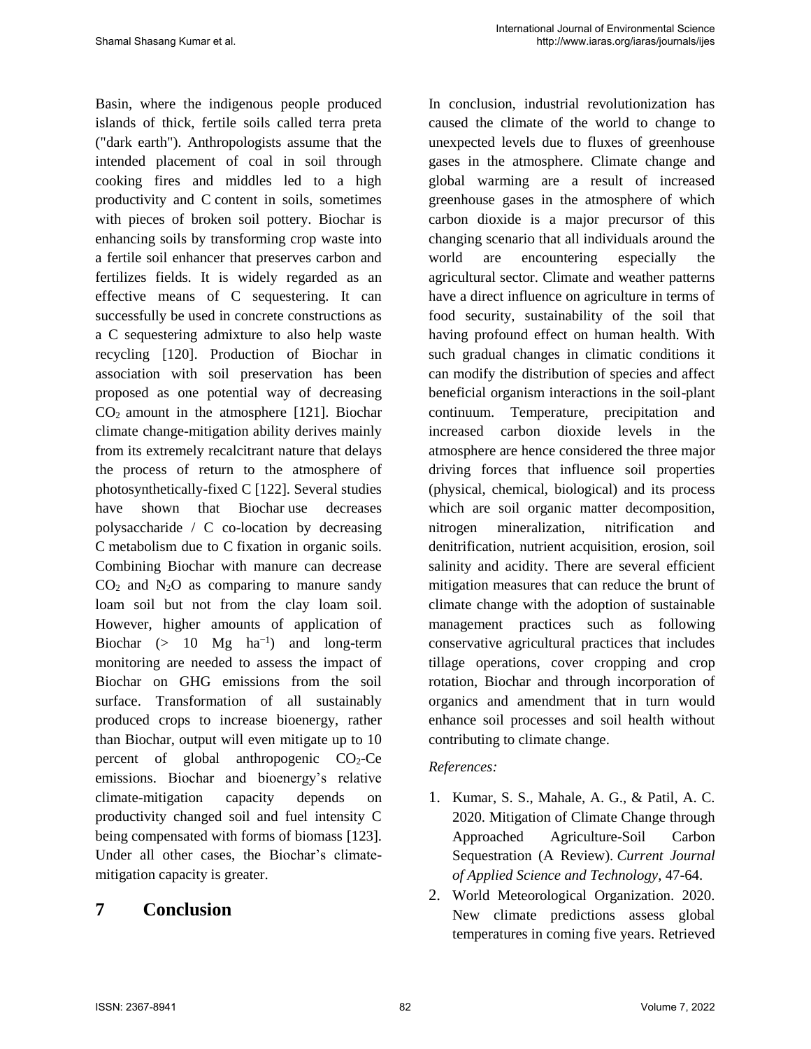Basin, where the indigenous people produced islands of thick, fertile soils called terra preta ("dark earth"). Anthropologists assume that the intended placement of coal in soil through cooking fires and middles led to a high productivity and C content in soils, sometimes with pieces of broken soil pottery. Biochar is enhancing soils by transforming crop waste into a fertile soil enhancer that preserves carbon and fertilizes fields. It is widely regarded as an effective means of C sequestering. It can successfully be used in concrete constructions as a C sequestering admixture to also help waste recycling [120]. Production of Biochar in association with soil preservation has been proposed as one potential way of decreasing $CO_2$ amount in the atmosphere [121]. Biochar climate change-mitigation ability derives mainly from its extremely recalcitrant nature that delays the process of return to the atmosphere of photosynthetically-fixed C [122]. Several studies have shown that Biochar use decreases polysaccharide / C co-location by decreasing C metabolism due to C fixation in organic soils. Combining Biochar with manure can decrease $CO_2$ and $N_2O$ as comparing to manure sandy loam soil but not from the clay loam soil. However, higher amounts of application of Biochar (> 10 Mg $ha^{-1}$) and long-term monitoring are needed to assess the impact of Biochar on GHG emissions from the soil surface. Transformation of all sustainably produced crops to increase bioenergy, rather than Biochar, output will even mitigate up to 10 percent of global anthropogenic $CO_2$-Ce emissions. Biochar and bioenergy's relative climate-mitigation capacity depends on productivity changed soil and fuel intensity C being compensated with forms of biomass [123]. Under all other cases, the Biochar's climate-mitigation capacity is greater.

# 7 Conclusion

In conclusion, industrial revolutionization has caused the climate of the world to change to unexpected levels due to fluxes of greenhouse gases in the atmosphere. Climate change and global warming are a result of increased greenhouse gases in the atmosphere of which carbon dioxide is a major precursor of this changing scenario that all individuals around the world are encountering especially the agricultural sector. Climate and weather patterns have a direct influence on agriculture in terms of food security, sustainability of the soil that having profound effect on human health. With such gradual changes in climatic conditions it can modify the distribution of species and affect beneficial organism interactions in the soil-plant continuum. Temperature, precipitation and increased carbon dioxide levels in the atmosphere are hence considered the three major driving forces that influence soil properties (physical, chemical, biological) and its process which are soil organic matter decomposition, nitrogen mineralization, nitrification and denitrification, nutrient acquisition, erosion, soil salinity and acidity. There are several efficient mitigation measures that can reduce the brunt of climate change with the adoption of sustainable management practices such as following conservative agricultural practices that includes tillage operations, cover cropping and crop rotation, Biochar and through incorporation of organics and amendment that in turn would enhance soil processes and soil health without contributing to climate change.

*References:*

1. Kumar, S. S., Mahale, A. G., & Patil, A. C. 2020. Mitigation of Climate Change through Approached Agriculture-Soil Carbon Sequestration (A Review). *Current Journal of Applied Science and Technology*, 47-64.
2. World Meteorological Organization. 2020. New climate predictions assess global temperatures in coming five years. Retrieved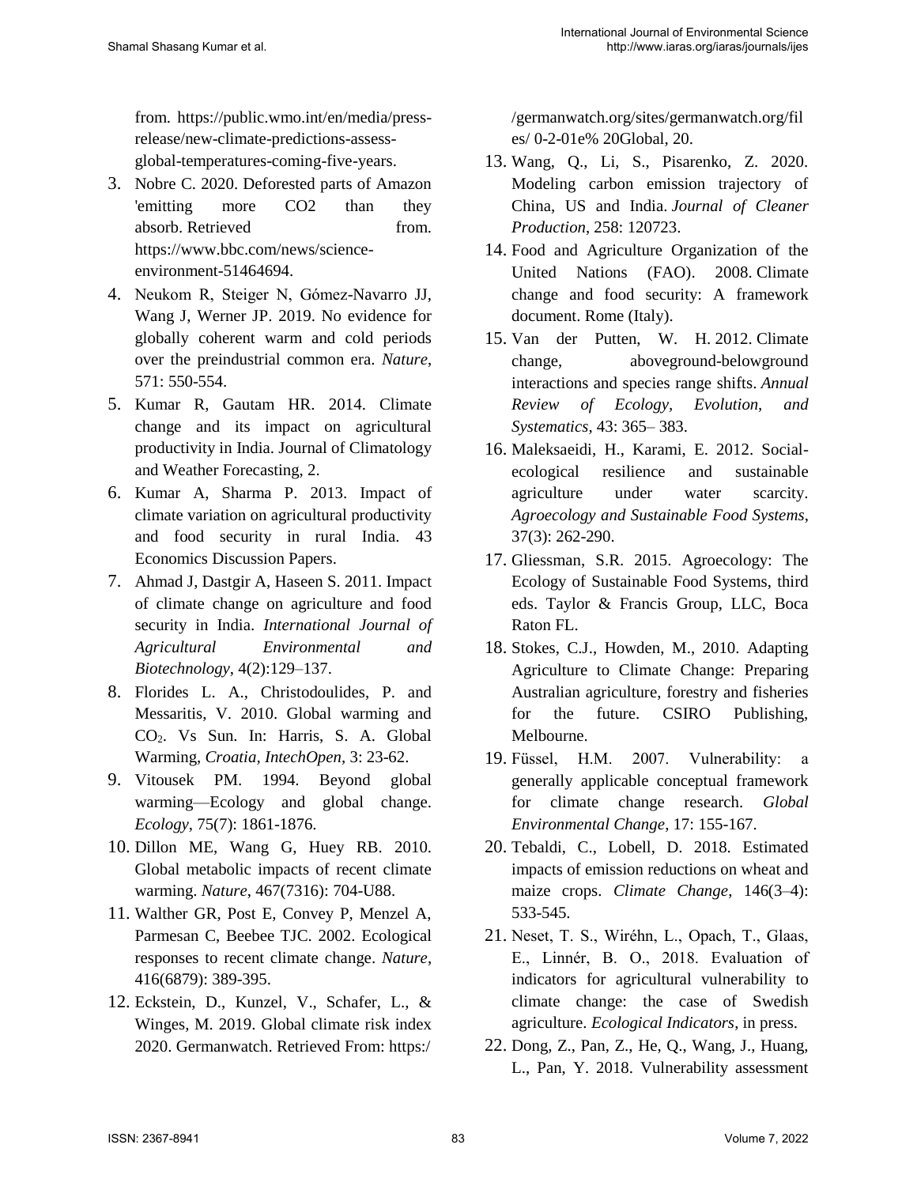from. https://public.wmo.int/en/media/press-release/new-climate-predictions-assess-global-temperatures-coming-five-years.

3. Nobre C. 2020. Deforested parts of Amazon 'emitting more CO2 than they absorb. Retrieved from. https://www.bbc.com/news/science-environment-51464694.
4. Neukom R, Steiger N, Gómez-Navarro JJ, Wang J, Werner JP. 2019. No evidence for globally coherent warm and cold periods over the preindustrial common era. *Nature*, 571: 550-554.
5. Kumar R, Gautam HR. 2014. Climate change and its impact on agricultural productivity in India. Journal of Climatology and Weather Forecasting, 2.
6. Kumar A, Sharma P. 2013. Impact of climate variation on agricultural productivity and food security in rural India. 43 Economics Discussion Papers.
7. Ahmad J, Dastgir A, Haseen S. 2011. Impact of climate change on agriculture and food security in India. *International Journal of Agricultural Environmental and Biotechnology*, 4(2):129–137.
8. Florides L. A., Christodoulides, P. and Messaritis, V. 2010. Global warming and $CO_2$. Vs Sun. In: Harris, S. A. Global Warming, *Croatia*, *IntechOpen*, 3: 23-62.
9. Vitousek PM. 1994. Beyond global warming—Ecology and global change. *Ecology*, 75(7): 1861-1876.
10. Dillon ME, Wang G, Huey RB. 2010. Global metabolic impacts of recent climate warming. *Nature*, 467(7316): 704-U88.
11. Walther GR, Post E, Convey P, Menzel A, Parmesan C, Beebee TJC. 2002. Ecological responses to recent climate change. *Nature*, 416(6879): 389-395.
12. Eckstein, D., Kunzel, V., Schafer, L., & Winges, M. 2019. Global climate risk index 2020. Germanwatch. Retrieved From: https://germanwatch.org/sites/germanwatch.org/files/ 0-2-01e% 20Global, 20.
13. Wang, Q., Li, S., Pisarenko, Z. 2020. Modeling carbon emission trajectory of China, US and India. *Journal of Cleaner Production*, 258: 120723.
14. Food and Agriculture Organization of the United Nations (FAO). 2008. Climate change and food security: A framework document. Rome (Italy).
15. Van der Putten, W. H. 2012. Climate change, aboveground-belowground interactions and species range shifts. *Annual Review of Ecology, Evolution, and Systematics*, 43: 365– 383.
16. Maleksaeidi, H., Karami, E. 2012. Social-ecological resilience and sustainable agriculture under water scarcity. *Agroecology and Sustainable Food Systems*, 37(3): 262-290.
17. Gliessman, S.R. 2015. Agroecology: The Ecology of Sustainable Food Systems, third eds. Taylor & Francis Group, LLC, Boca Raton FL.
18. Stokes, C.J., Howden, M., 2010. Adapting Agriculture to Climate Change: Preparing Australian agriculture, forestry and fisheries for the future. CSIRO Publishing, Melbourne.
19. Füssel, H.M. 2007. Vulnerability: a generally applicable conceptual framework for climate change research. *Global Environmental Change*, 17: 155-167.
20. Tebaldi, C., Lobell, D. 2018. Estimated impacts of emission reductions on wheat and maize crops. *Climate Change*, 146(3–4): 533-545.
21. Neset, T. S., Wiréhn, L., Opach, T., Glaas, E., Linnér, B. O., 2018. Evaluation of indicators for agricultural vulnerability to climate change: the case of Swedish agriculture. *Ecological Indicators*, in press.
22. Dong, Z., Pan, Z., He, Q., Wang, J., Huang, L., Pan, Y. 2018. Vulnerability assessment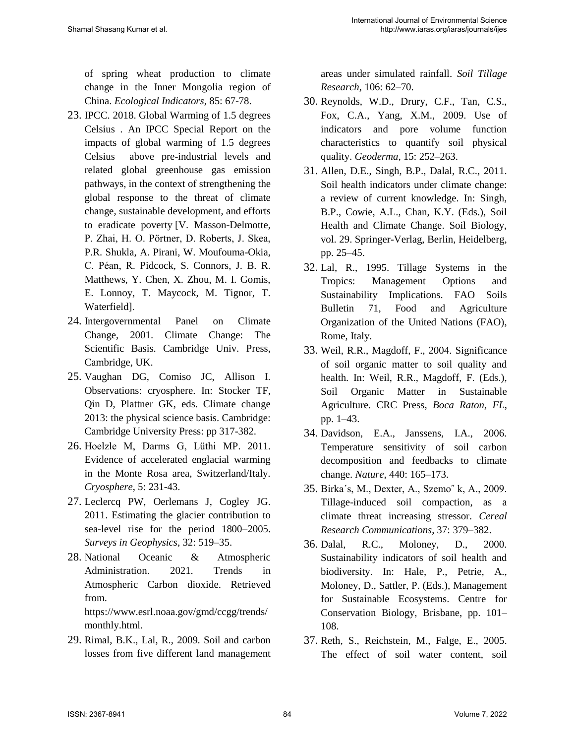of spring wheat production to climate change in the Inner Mongolia region of China. *Ecological Indicators,* 85: 67-78.

23. IPCC. 2018. Global Warming of 1.5 degrees Celsius . An IPCC Special Report on the impacts of global warming of 1.5 degrees Celsius above pre-industrial levels and related global greenhouse gas emission pathways, in the context of strengthening the global response to the threat of climate change, sustainable development, and efforts to eradicate poverty [V. Masson-Delmotte, P. Zhai, H. O. Pörtner, D. Roberts, J. Skea, P.R. Shukla, A. Pirani, W. Moufouma-Okia, C. Péan, R. Pidcock, S. Connors, J. B. R. Matthews, Y. Chen, X. Zhou, M. I. Gomis, E. Lonnoy, T. Maycock, M. Tignor, T. Waterfield].
24. Intergovernmental Panel on Climate Change, 2001. Climate Change: The Scientific Basis. Cambridge Univ. Press, Cambridge, UK.
25. Vaughan DG, Comiso JC, Allison I. Observations: cryosphere. In: Stocker TF, Qin D, Plattner GK, eds. Climate change 2013: the physical science basis. Cambridge: Cambridge University Press: pp 317-382.
26. Hoelzle M, Darms G, Lüthi MP. 2011. Evidence of accelerated englacial warming in the Monte Rosa area, Switzerland/Italy. *Cryosphere*, 5: 231-43.
27. Leclercq PW, Oerlemans J, Cogley JG. 2011. Estimating the glacier contribution to sea-level rise for the period 1800–2005. *Surveys in Geophysics*, 32: 519–35.
28. National Oceanic & Atmospheric Administration. 2021. Trends in Atmospheric Carbon dioxide. Retrieved from. https://www.esrl.noaa.gov/gmd/ccgg/trends/monthly.html.
29. Rimal, B.K., Lal, R., 2009. Soil and carbon losses from five different land management areas under simulated rainfall. *Soil Tillage Research*, 106: 62–70.
30. Reynolds, W.D., Drury, C.F., Tan, C.S., Fox, C.A., Yang, X.M., 2009. Use of indicators and pore volume function characteristics to quantify soil physical quality. *Geoderma,* 15: 252–263.
31. Allen, D.E., Singh, B.P., Dalal, R.C., 2011. Soil health indicators under climate change: a review of current knowledge. In: Singh, B.P., Cowie, A.L., Chan, K.Y. (Eds.), Soil Health and Climate Change. Soil Biology, vol. 29. Springer-Verlag, Berlin, Heidelberg, pp. 25–45.
32. Lal, R., 1995. Tillage Systems in the Tropics: Management Options and Sustainability Implications. FAO Soils Bulletin 71, Food and Agriculture Organization of the United Nations (FAO), Rome, Italy.
33. Weil, R.R., Magdoff, F., 2004. Significance of soil organic matter to soil quality and health. In: Weil, R.R., Magdoff, F. (Eds.), Soil Organic Matter in Sustainable Agriculture. CRC Press, *Boca Raton, FL*, pp. 1–43.
34. Davidson, E.A., Janssens, I.A., 2006. Temperature sensitivity of soil carbon decomposition and feedbacks to climate change. *Nature*, 440: 165–173.
35. Birka´s, M., Dexter, A., Szemo˝ k, A., 2009. Tillage-induced soil compaction, as a climate threat increasing stressor. *Cereal Research Communications*, 37: 379–382.
36. Dalal, R.C., Moloney, D., 2000. Sustainability indicators of soil health and biodiversity. In: Hale, P., Petrie, A., Moloney, D., Sattler, P. (Eds.), Management for Sustainable Ecosystems. Centre for Conservation Biology, Brisbane, pp. 101–108.
37. Reth, S., Reichstein, M., Falge, E., 2005. The effect of soil water content, soil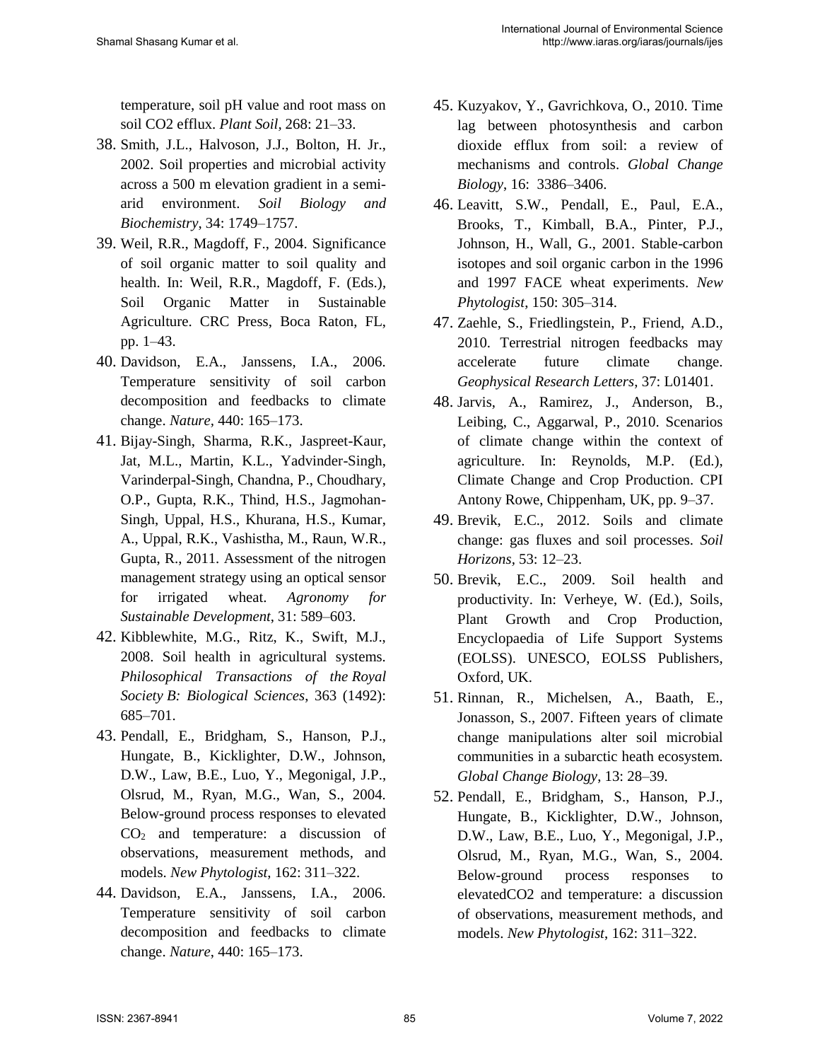temperature, soil pH value and root mass on soil CO2 efflux. *Plant Soil*, 268: 21–33.

38. Smith, J.L., Halvoson, J.J., Bolton, H. Jr., 2002. Soil properties and microbial activity across a 500 m elevation gradient in a semi-arid environment. *Soil Biology and Biochemistry*, 34: 1749–1757.
39. Weil, R.R., Magdoff, F., 2004. Significance of soil organic matter to soil quality and health. In: Weil, R.R., Magdoff, F. (Eds.), Soil Organic Matter in Sustainable Agriculture. CRC Press, Boca Raton, FL, pp. 1–43.
40. Davidson, E.A., Janssens, I.A., 2006. Temperature sensitivity of soil carbon decomposition and feedbacks to climate change. *Nature*, 440: 165–173.
41. Bijay-Singh, Sharma, R.K., Jaspreet-Kaur, Jat, M.L., Martin, K.L., Yadvinder-Singh, Varinderpal-Singh, Chandna, P., Choudhary, O.P., Gupta, R.K., Thind, H.S., Jagmohan-Singh, Uppal, H.S., Khurana, H.S., Kumar, A., Uppal, R.K., Vashistha, M., Raun, W.R., Gupta, R., 2011. Assessment of the nitrogen management strategy using an optical sensor for irrigated wheat. *Agronomy for Sustainable Development*, 31: 589–603.
42. Kibblewhite, M.G., Ritz, K., Swift, M.J., 2008. Soil health in agricultural systems. *Philosophical Transactions of the Royal Society B: Biological Sciences*, 363 (1492): 685–701.
43. Pendall, E., Bridgham, S., Hanson, P.J., Hungate, B., Kicklighter, D.W., Johnson, D.W., Law, B.E., Luo, Y., Megonigal, J.P., Olsrud, M., Ryan, M.G., Wan, S., 2004. Below-ground process responses to elevated $CO_2$ and temperature: a discussion of observations, measurement methods, and models. *New Phytologist*, 162: 311–322.
44. Davidson, E.A., Janssens, I.A., 2006. Temperature sensitivity of soil carbon decomposition and feedbacks to climate change. *Nature*, 440: 165–173.
45. Kuzyakov, Y., Gavrichkova, O., 2010. Time lag between photosynthesis and carbon dioxide efflux from soil: a review of mechanisms and controls. *Global Change Biology*, 16: 3386–3406.
46. Leavitt, S.W., Pendall, E., Paul, E.A., Brooks, T., Kimball, B.A., Pinter, P.J., Johnson, H., Wall, G., 2001. Stable-carbon isotopes and soil organic carbon in the 1996 and 1997 FACE wheat experiments. *New Phytologist*, 150: 305–314.
47. Zaehle, S., Friedlingstein, P., Friend, A.D., 2010. Terrestrial nitrogen feedbacks may accelerate future climate change. *Geophysical Research Letters*, 37: L01401.
48. Jarvis, A., Ramirez, J., Anderson, B., Leibing, C., Aggarwal, P., 2010. Scenarios of climate change within the context of agriculture. In: Reynolds, M.P. (Ed.), Climate Change and Crop Production. CPI Antony Rowe, Chippenham, UK, pp. 9–37.
49. Brevik, E.C., 2012. Soils and climate change: gas fluxes and soil processes. *Soil Horizons*, 53: 12–23.
50. Brevik, E.C., 2009. Soil health and productivity. In: Verheye, W. (Ed.), Soils, Plant Growth and Crop Production, Encyclopaedia of Life Support Systems (EOLSS). UNESCO, EOLSS Publishers, Oxford, UK.
51. Rinnan, R., Michelsen, A., Baath, E., Jonasson, S., 2007. Fifteen years of climate change manipulations alter soil microbial communities in a subarctic heath ecosystem. *Global Change Biology*, 13: 28–39.
52. Pendall, E., Bridgham, S., Hanson, P.J., Hungate, B., Kicklighter, D.W., Johnson, D.W., Law, B.E., Luo, Y., Megonigal, J.P., Olsrud, M., Ryan, M.G., Wan, S., 2004. Below-ground process responses to elevatedCO2 and temperature: a discussion of observations, measurement methods, and models. *New Phytologist*, 162: 311–322.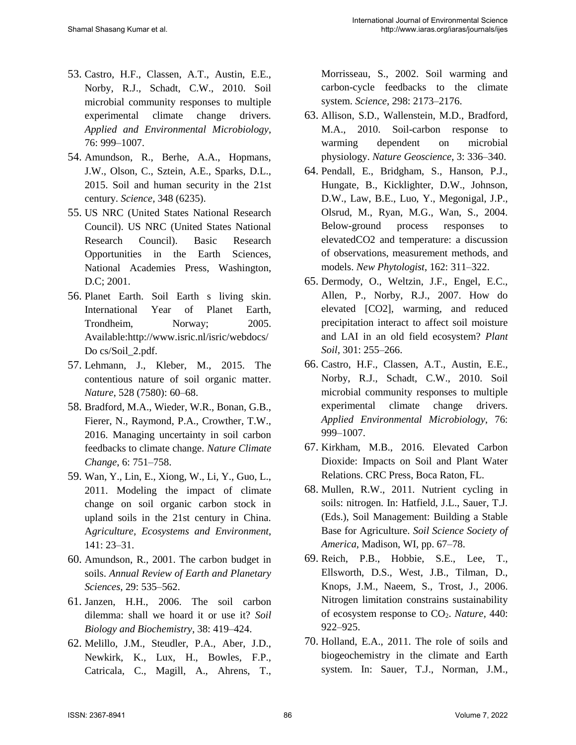53. Castro, H.F., Classen, A.T., Austin, E.E., Norby, R.J., Schadt, C.W., 2010. Soil microbial community responses to multiple experimental climate change drivers. *Applied and Environmental Microbiology*, 76: 999–1007.
54. Amundson, R., Berhe, A.A., Hopmans, J.W., Olson, C., Sztein, A.E., Sparks, D.L., 2015. Soil and human security in the 21st century. *Science*, 348 (6235).
55. US NRC (United States National Research Council). US NRC (United States National Research Council). Basic Research Opportunities in the Earth Sciences, National Academies Press, Washington, D.C; 2001.
56. Planet Earth. Soil Earth s living skin. International Year of Planet Earth, Trondheim, Norway; 2005. Available:http://www.isric.nl/isric/webdocs/Do cs/Soil_2.pdf.
57. Lehmann, J., Kleber, M., 2015. The contentious nature of soil organic matter. *Nature*, 528 (7580): 60–68.
58. Bradford, M.A., Wieder, W.R., Bonan, G.B., Fierer, N., Raymond, P.A., Crowther, T.W., 2016. Managing uncertainty in soil carbon feedbacks to climate change. *Nature Climate Change*, 6: 751–758.
59. Wan, Y., Lin, E., Xiong, W., Li, Y., Guo, L., 2011. Modeling the impact of climate change on soil organic carbon stock in upland soils in the 21st century in China. A*griculture*, *Ecosystems and Environment*, 141: 23–31.
60. Amundson, R., 2001. The carbon budget in soils. *Annual Review of Earth and Planetary Sciences*, 29: 535–562.
61. Janzen, H.H., 2006. The soil carbon dilemma: shall we hoard it or use it? *Soil Biology and Biochemistry*, 38: 419–424.
62. Melillo, J.M., Steudler, P.A., Aber, J.D., Newkirk, K., Lux, H., Bowles, F.P., Catricala, C., Magill, A., Ahrens, T., Morrisseau, S., 2002. Soil warming and carbon-cycle feedbacks to the climate system. *Science*, 298: 2173–2176.
63. Allison, S.D., Wallenstein, M.D., Bradford, M.A., 2010. Soil-carbon response to warming dependent on microbial physiology. *Nature Geoscience*, 3: 336–340.
64. Pendall, E., Bridgham, S., Hanson, P.J., Hungate, B., Kicklighter, D.W., Johnson, D.W., Law, B.E., Luo, Y., Megonigal, J.P., Olsrud, M., Ryan, M.G., Wan, S., 2004. Below-ground process responses to elevatedCO2 and temperature: a discussion of observations, measurement methods, and models. *New Phytologist*, 162: 311–322.
65. Dermody, O., Weltzin, J.F., Engel, E.C., Allen, P., Norby, R.J., 2007. How do elevated [CO2], warming, and reduced precipitation interact to affect soil moisture and LAI in an old field ecosystem? *Plant Soil*, 301: 255–266.
66. Castro, H.F., Classen, A.T., Austin, E.E., Norby, R.J., Schadt, C.W., 2010. Soil microbial community responses to multiple experimental climate change drivers. *Applied Environmental Microbiology*, 76: 999–1007.
67. Kirkham, M.B., 2016. Elevated Carbon Dioxide: Impacts on Soil and Plant Water Relations. CRC Press, Boca Raton, FL.
68. Mullen, R.W., 2011. Nutrient cycling in soils: nitrogen. In: Hatfield, J.L., Sauer, T.J. (Eds.), Soil Management: Building a Stable Base for Agriculture. *Soil Science Society of America*, Madison, WI, pp. 67–78.
69. Reich, P.B., Hobbie, S.E., Lee, T., Ellsworth, D.S., West, J.B., Tilman, D., Knops, J.M., Naeem, S., Trost, J., 2006. Nitrogen limitation constrains sustainability of ecosystem response to $CO_2$. *Nature*, 440: 922–925.
70. Holland, E.A., 2011. The role of soils and biogeochemistry in the climate and Earth system. In: Sauer, T.J., Norman, J.M.,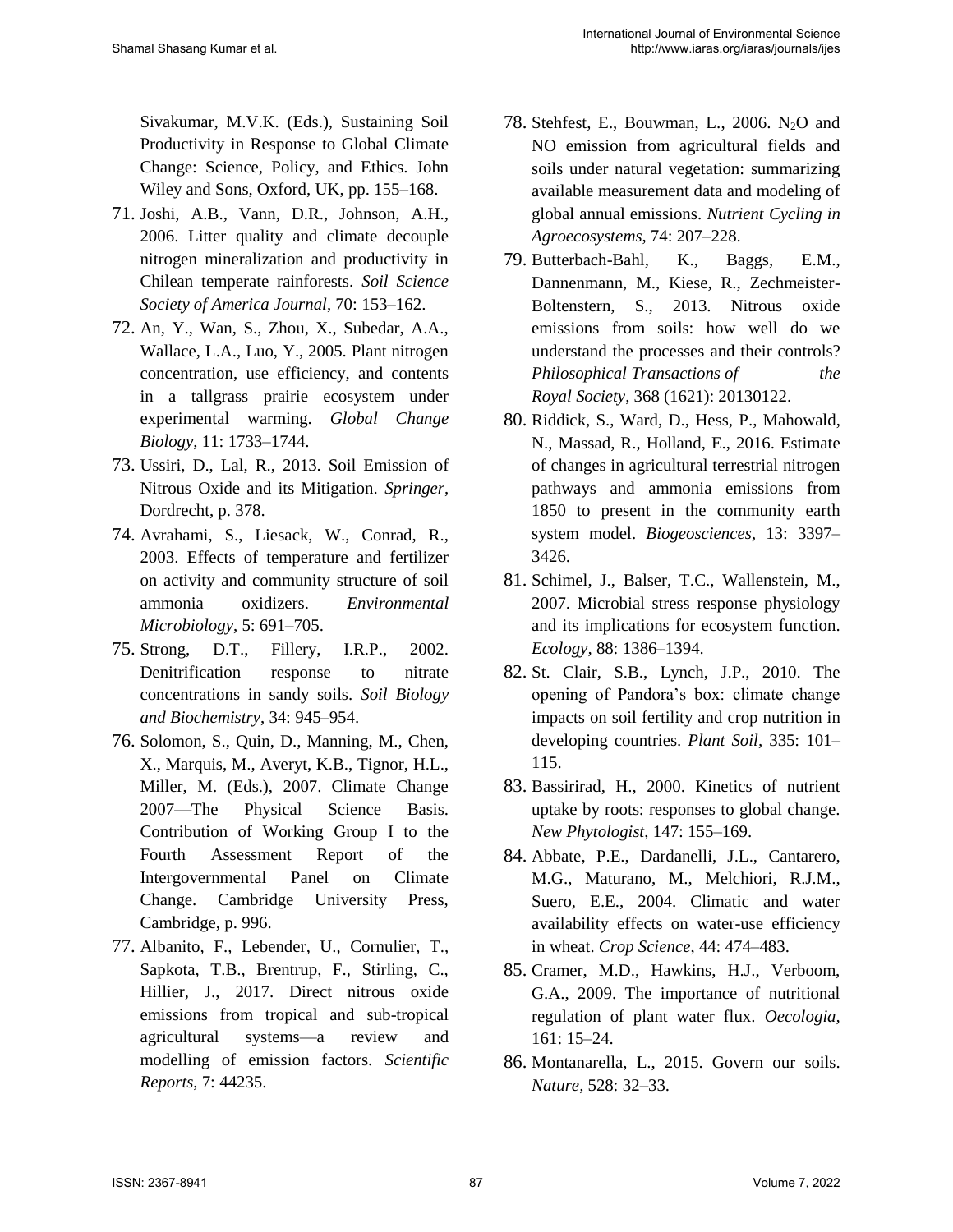Sivakumar, M.V.K. (Eds.), Sustaining Soil Productivity in Response to Global Climate Change: Science, Policy, and Ethics. John Wiley and Sons, Oxford, UK, pp. 155–168.

71. Joshi, A.B., Vann, D.R., Johnson, A.H., 2006. Litter quality and climate decouple nitrogen mineralization and productivity in Chilean temperate rainforests. *Soil Science Society of America Journal*, 70: 153–162.
72. An, Y., Wan, S., Zhou, X., Subedar, A.A., Wallace, L.A., Luo, Y., 2005. Plant nitrogen concentration, use efficiency, and contents in a tallgrass prairie ecosystem under experimental warming. *Global Change Biology*, 11: 1733–1744.
73. Ussiri, D., Lal, R., 2013. Soil Emission of Nitrous Oxide and its Mitigation. *Springer*, Dordrecht, p. 378.
74. Avrahami, S., Liesack, W., Conrad, R., 2003. Effects of temperature and fertilizer on activity and community structure of soil ammonia oxidizers. *Environmental Microbiology*, 5: 691–705.
75. Strong, D.T., Fillery, I.R.P., 2002. Denitrification response to nitrate concentrations in sandy soils. *Soil Biology and Biochemistry*, 34: 945–954.
76. Solomon, S., Quin, D., Manning, M., Chen, X., Marquis, M., Averyt, K.B., Tignor, H.L., Miller, M. (Eds.), 2007. Climate Change 2007—The Physical Science Basis. Contribution of Working Group I to the Fourth Assessment Report of the Intergovernmental Panel on Climate Change. Cambridge University Press, Cambridge, p. 996.
77. Albanito, F., Lebender, U., Cornulier, T., Sapkota, T.B., Brentrup, F., Stirling, C., Hillier, J., 2017. Direct nitrous oxide emissions from tropical and sub-tropical agricultural systems—a review and modelling of emission factors. *Scientific Reports*, 7: 44235.
78. Stehfest, E., Bouwman, L., 2006. $N_2O$ and NO emission from agricultural fields and soils under natural vegetation: summarizing available measurement data and modeling of global annual emissions. *Nutrient Cycling in Agroecosystems*, 74: 207–228.
79. Butterbach-Bahl, K., Baggs, E.M., Dannenmann, M., Kiese, R., Zechmeister-Boltenstern, S., 2013. Nitrous oxide emissions from soils: how well do we understand the processes and their controls? *Philosophical Transactions of the Royal Society*, 368 (1621): 20130122.
80. Riddick, S., Ward, D., Hess, P., Mahowald, N., Massad, R., Holland, E., 2016. Estimate of changes in agricultural terrestrial nitrogen pathways and ammonia emissions from 1850 to present in the community earth system model. *Biogeosciences*, 13: 3397–3426.
81. Schimel, J., Balser, T.C., Wallenstein, M., 2007. Microbial stress response physiology and its implications for ecosystem function. *Ecology*, 88: 1386–1394.
82. St. Clair, S.B., Lynch, J.P., 2010. The opening of Pandora's box: climate change impacts on soil fertility and crop nutrition in developing countries. *Plant Soil*, 335: 101–115.
83. Bassirirad, H., 2000. Kinetics of nutrient uptake by roots: responses to global change. *New Phytologist*, 147: 155–169.
84. Abbate, P.E., Dardanelli, J.L., Cantarero, M.G., Maturano, M., Melchiori, R.J.M., Suero, E.E., 2004. Climatic and water availability effects on water-use efficiency in wheat. *Crop Science*, 44: 474–483.
85. Cramer, M.D., Hawkins, H.J., Verboom, G.A., 2009. The importance of nutritional regulation of plant water flux. *Oecologia*, 161: 15–24.
86. Montanarella, L., 2015. Govern our soils. *Nature*, 528: 32–33.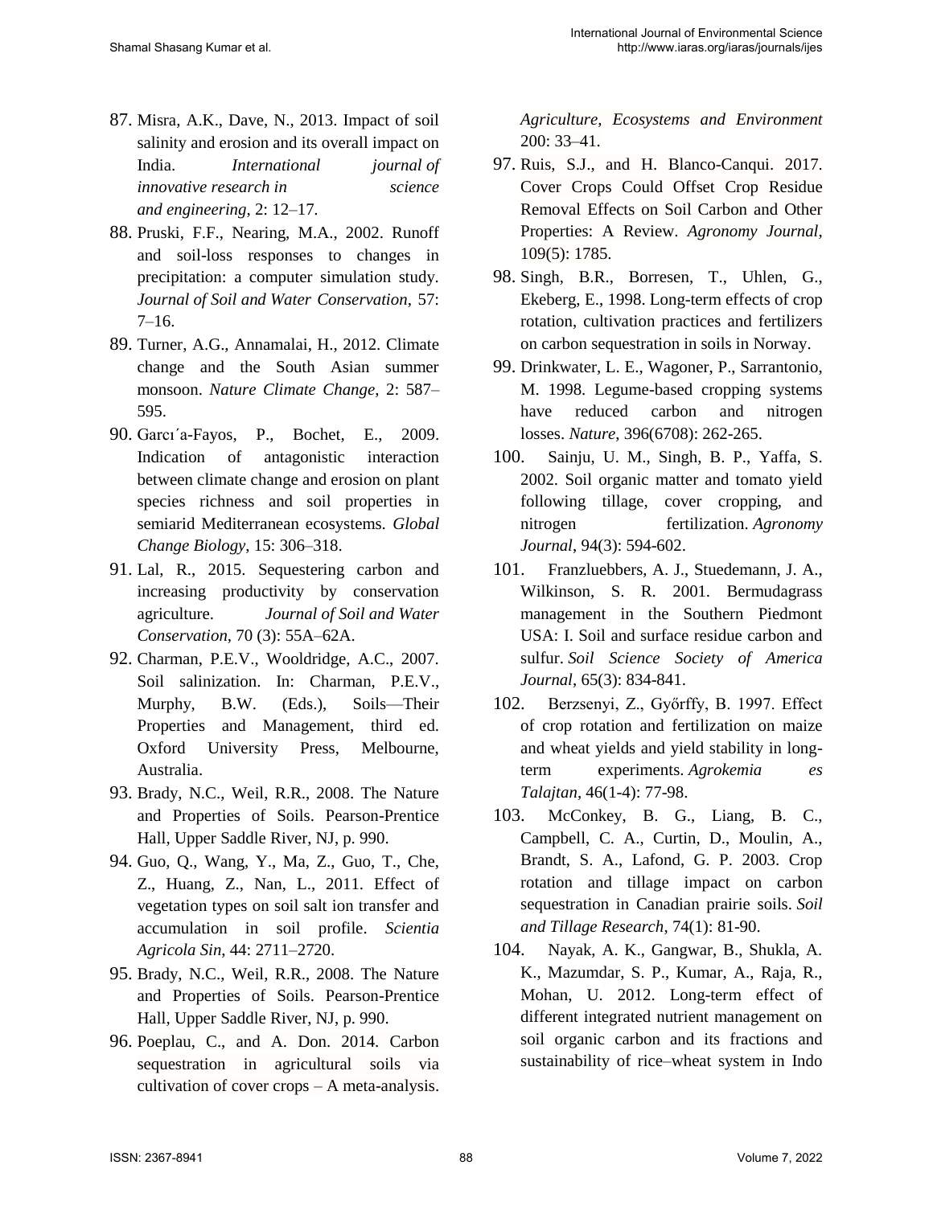87. Misra, A.K., Dave, N., 2013. Impact of soil salinity and erosion and its overall impact on India. *International journal of innovative research in science and engineering*, 2: 12–17.
88. Pruski, F.F., Nearing, M.A., 2002. Runoff and soil-loss responses to changes in precipitation: a computer simulation study. *Journal of Soil and Water Conservation*, 57: 7–16.
89. Turner, A.G., Annamalai, H., 2012. Climate change and the South Asian summer monsoon. *Nature Climate Change*, 2: 587–595.
90. Garcı´a-Fayos, P., Bochet, E., 2009. Indication of antagonistic interaction between climate change and erosion on plant species richness and soil properties in semiarid Mediterranean ecosystems. *Global Change Biology*, 15: 306–318.
91. Lal, R., 2015. Sequestering carbon and increasing productivity by conservation agriculture. *Journal of Soil and Water Conservation*, 70 (3): 55A–62A.
92. Charman, P.E.V., Wooldridge, A.C., 2007. Soil salinization. In: Charman, P.E.V., Murphy, B.W. (Eds.), Soils—Their Properties and Management, third ed. Oxford University Press, Melbourne, Australia.
93. Brady, N.C., Weil, R.R., 2008. The Nature and Properties of Soils. Pearson-Prentice Hall, Upper Saddle River, NJ, p. 990.
94. Guo, Q., Wang, Y., Ma, Z., Guo, T., Che, Z., Huang, Z., Nan, L., 2011. Effect of vegetation types on soil salt ion transfer and accumulation in soil profile. *Scientia Agricola Sin*, 44: 2711–2720.
95. Brady, N.C., Weil, R.R., 2008. The Nature and Properties of Soils. Pearson-Prentice Hall, Upper Saddle River, NJ, p. 990.
96. Poeplau, C., and A. Don. 2014. Carbon sequestration in agricultural soils via cultivation of cover crops – A meta-analysis. *Agriculture, Ecosystems and Environment* 200: 33–41.
97. Ruis, S.J., and H. Blanco-Canqui. 2017. Cover Crops Could Offset Crop Residue Removal Effects on Soil Carbon and Other Properties: A Review. *Agronomy Journal*, 109(5): 1785.
98. Singh, B.R., Borresen, T., Uhlen, G., Ekeberg, E., 1998. Long-term effects of crop rotation, cultivation practices and fertilizers on carbon sequestration in soils in Norway.
99. Drinkwater, L. E., Wagoner, P., Sarrantonio, M. 1998. Legume-based cropping systems have reduced carbon and nitrogen losses. *Nature*, 396(6708): 262-265.
100. Sainju, U. M., Singh, B. P., Yaffa, S. 2002. Soil organic matter and tomato yield following tillage, cover cropping, and nitrogen fertilization. *Agronomy Journal*, 94(3): 594-602.
101. Franzluebbers, A. J., Stuedemann, J. A., Wilkinson, S. R. 2001. Bermudagrass management in the Southern Piedmont USA: I. Soil and surface residue carbon and sulfur. *Soil Science Society of America Journal*, 65(3): 834-841.
102. Berzsenyi, Z., Győrffy, B. 1997. Effect of crop rotation and fertilization on maize and wheat yields and yield stability in long-term experiments. *Agrokemia es Talajtan*, 46(1-4): 77-98.
103. McConkey, B. G., Liang, B. C., Campbell, C. A., Curtin, D., Moulin, A., Brandt, S. A., Lafond, G. P. 2003. Crop rotation and tillage impact on carbon sequestration in Canadian prairie soils. *Soil and Tillage Research*, 74(1): 81-90.
104. Nayak, A. K., Gangwar, B., Shukla, A. K., Mazumdar, S. P., Kumar, A., Raja, R., Mohan, U. 2012. Long-term effect of different integrated nutrient management on soil organic carbon and its fractions and sustainability of rice–wheat system in Indo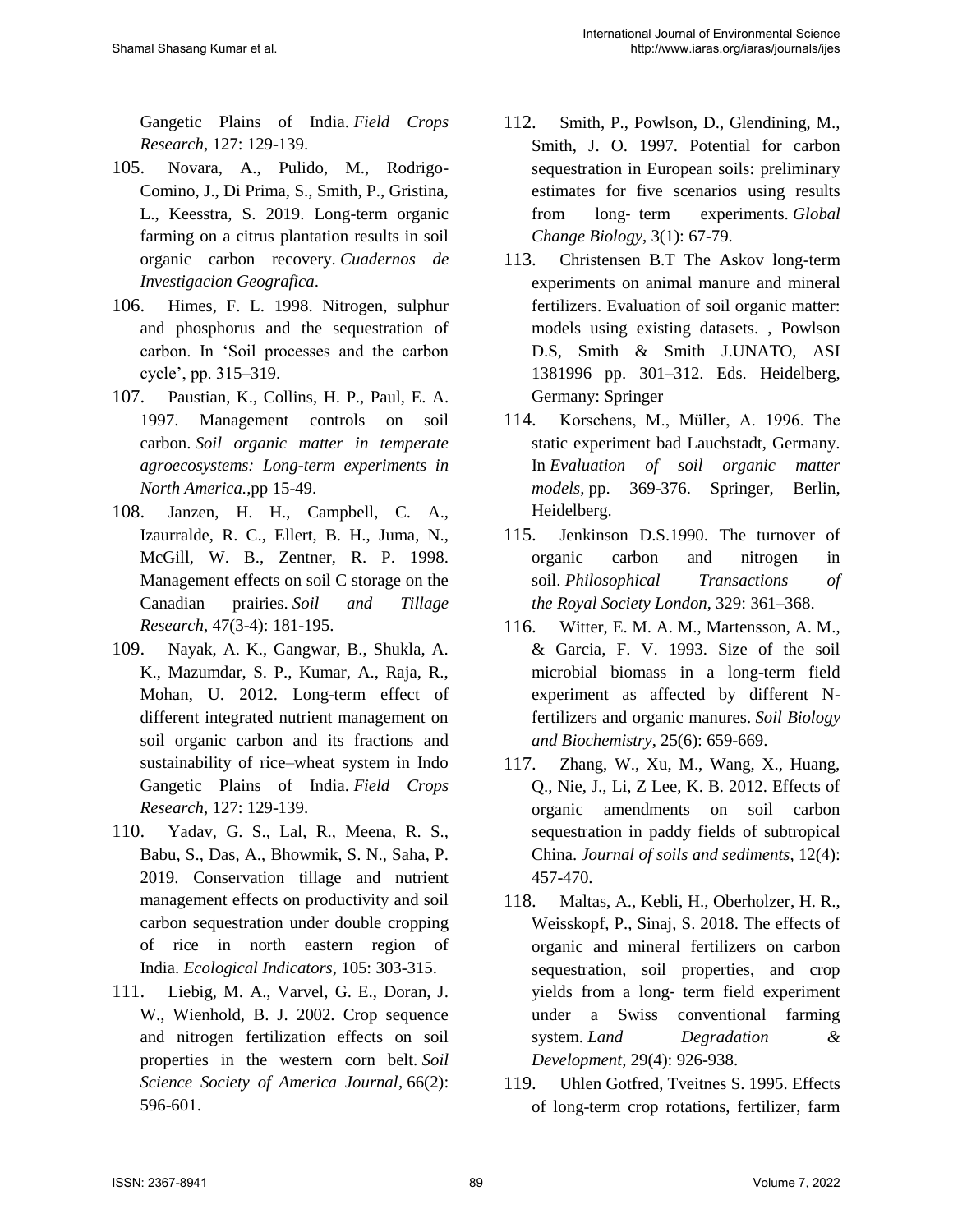Gangetic Plains of India. *Field Crops Research*, 127: 129-139.

105. Novara, A., Pulido, M., Rodrigo-Comino, J., Di Prima, S., Smith, P., Gristina, L., Keesstra, S. 2019. Long-term organic farming on a citrus plantation results in soil organic carbon recovery. *Cuadernos de Investigacion Geografica*.

106. Himes, F. L. 1998. Nitrogen, sulphur and phosphorus and the sequestration of carbon. In 'Soil processes and the carbon cycle', pp. 315–319.

107. Paustian, K., Collins, H. P., Paul, E. A. 1997. Management controls on soil carbon. *Soil organic matter in temperate agroecosystems: Long-term experiments in North America.*,pp 15-49.

108. Janzen, H. H., Campbell, C. A., Izaurralde, R. C., Ellert, B. H., Juma, N., McGill, W. B., Zentner, R. P. 1998. Management effects on soil C storage on the Canadian prairies. *Soil and Tillage Research*, 47(3-4): 181-195.

109. Nayak, A. K., Gangwar, B., Shukla, A. K., Mazumdar, S. P., Kumar, A., Raja, R., Mohan, U. 2012. Long-term effect of different integrated nutrient management on soil organic carbon and its fractions and sustainability of rice–wheat system in Indo Gangetic Plains of India. *Field Crops Research*, 127: 129-139.

110. Yadav, G. S., Lal, R., Meena, R. S., Babu, S., Das, A., Bhowmik, S. N., Saha, P. 2019. Conservation tillage and nutrient management effects on productivity and soil carbon sequestration under double cropping of rice in north eastern region of India. *Ecological Indicators*, 105: 303-315.

111. Liebig, M. A., Varvel, G. E., Doran, J. W., Wienhold, B. J. 2002. Crop sequence and nitrogen fertilization effects on soil properties in the western corn belt. *Soil Science Society of America Journal*, 66(2): 596-601.

112. Smith, P., Powlson, D., Glendining, M., Smith, J. O. 1997. Potential for carbon sequestration in European soils: preliminary estimates for five scenarios using results from long- term experiments. *Global Change Biology*, 3(1): 67-79.

113. Christensen B.T The Askov long-term experiments on animal manure and mineral fertilizers. Evaluation of soil organic matter: models using existing datasets. , Powlson D.S, Smith & Smith J.UNATO, ASI 1381996 pp. 301–312. Eds. Heidelberg, Germany: Springer

114. Korschens, M., Müller, A. 1996. The static experiment bad Lauchstadt, Germany. In *Evaluation of soil organic matter models*, pp. 369-376. Springer, Berlin, Heidelberg.

115. Jenkinson D.S.1990. The turnover of organic carbon and nitrogen in soil. *Philosophical Transactions of the Royal Society London*, 329: 361–368.

116. Witter, E. M. A. M., Martensson, A. M., & Garcia, F. V. 1993. Size of the soil microbial biomass in a long-term field experiment as affected by different N-fertilizers and organic manures. *Soil Biology and Biochemistry*, 25(6): 659-669.

117. Zhang, W., Xu, M., Wang, X., Huang, Q., Nie, J., Li, Z Lee, K. B. 2012. Effects of organic amendments on soil carbon sequestration in paddy fields of subtropical China. *Journal of soils and sediments*, 12(4): 457-470.

118. Maltas, A., Kebli, H., Oberholzer, H. R., Weisskopf, P., Sinaj, S. 2018. The effects of organic and mineral fertilizers on carbon sequestration, soil properties, and crop yields from a long- term field experiment under a Swiss conventional farming system. *Land Degradation & Development*, 29(4): 926-938.

119. Uhlen Gotfred, Tveitnes S. 1995. Effects of long-term crop rotations, fertilizer, farm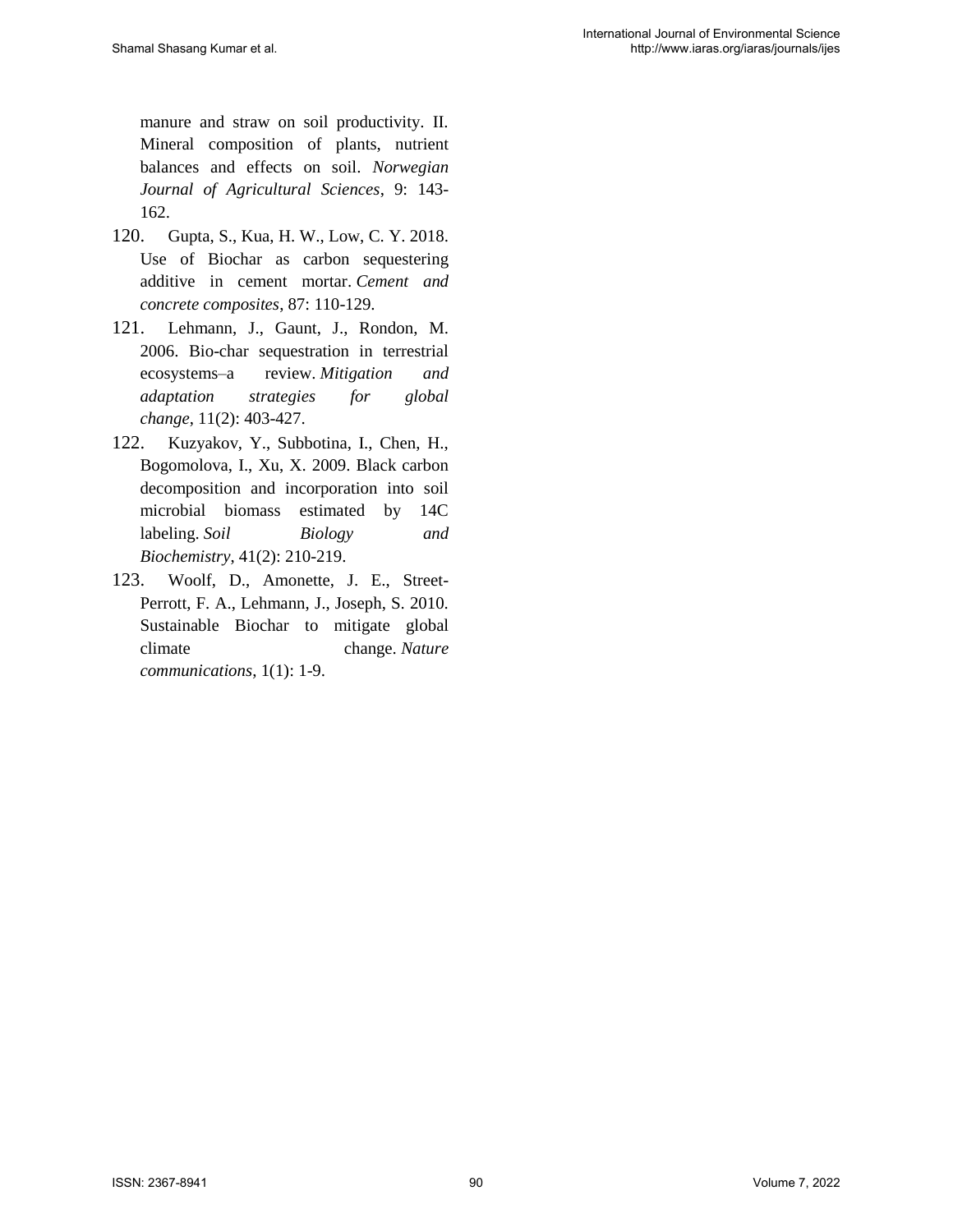manure and straw on soil productivity. II. Mineral composition of plants, nutrient balances and effects on soil. *Norwegian Journal of Agricultural Sciences*, 9: 143-162.

120. Gupta, S., Kua, H. W., Low, C. Y. 2018. Use of Biochar as carbon sequestering additive in cement mortar. *Cement and concrete composites*, 87: 110-129.

121. Lehmann, J., Gaunt, J., Rondon, M. 2006. Bio-char sequestration in terrestrial ecosystems–a review. *Mitigation and adaptation strategies for global change*, 11(2): 403-427.

122. Kuzyakov, Y., Subbotina, I., Chen, H., Bogomolova, I., Xu, X. 2009. Black carbon decomposition and incorporation into soil microbial biomass estimated by 14C labeling. *Soil Biology and Biochemistry*, 41(2): 210-219.

123. Woolf, D., Amonette, J. E., Street-Perrott, F. A., Lehmann, J., Joseph, S. 2010. Sustainable Biochar to mitigate global climate change. *Nature communications*, 1(1): 1-9.